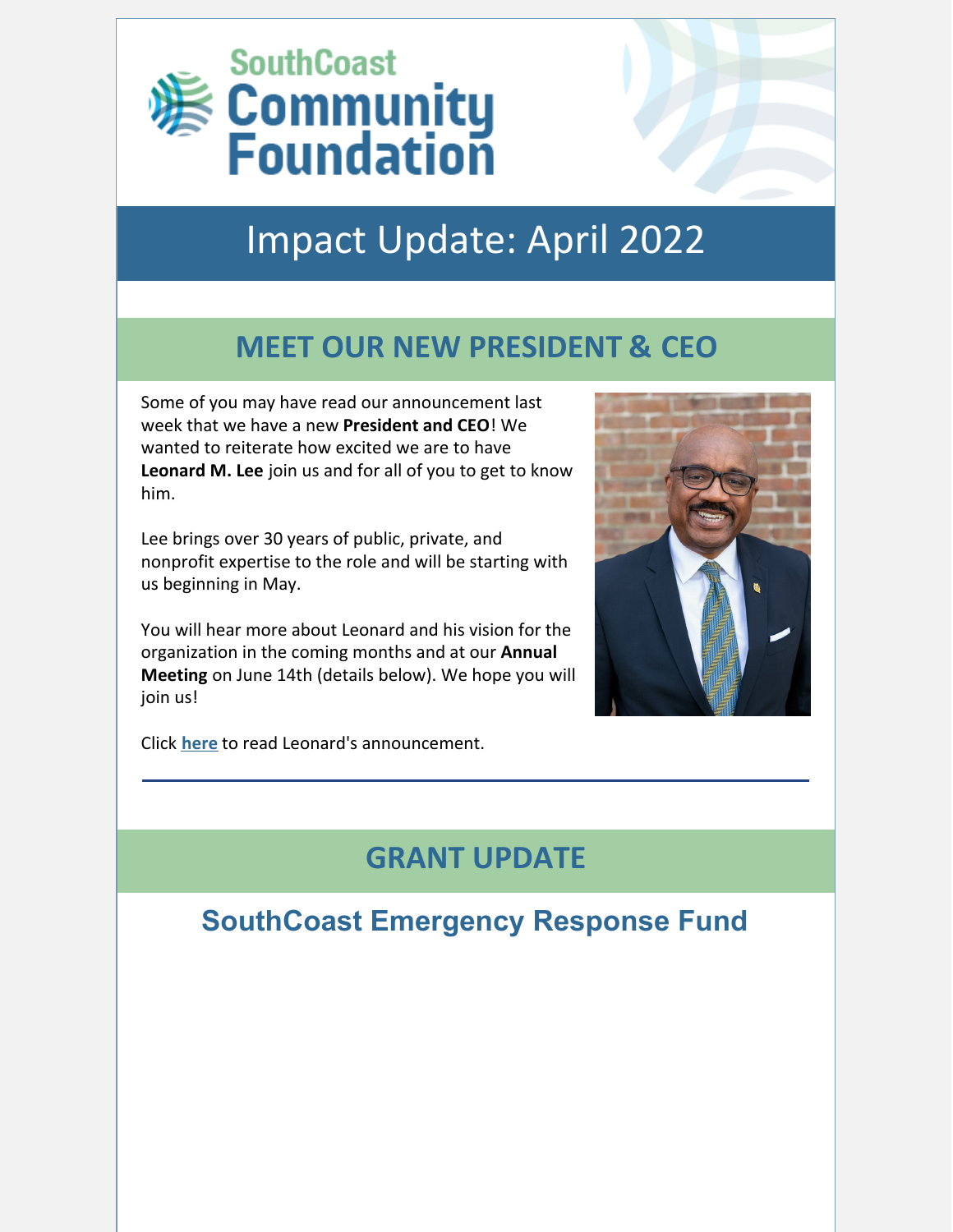# SouthCoast Community Foundation

## Impact Update: April 2022

## MEET OUR NEW PRESIDENT & CEO

Some of you may have read our announcement last week that we have a new **President and CEO**! We wanted to reiterate how excited we are to have **Leonard M. Lee** join us and for all of you to get to know him.

Lee brings over 30 years of public, private, and nonprofit expertise to the role and will be starting with us beginning in May.

You will hear more about Leonard and his vision for the organization in the coming months and at our **Annual Meeting** on June 14th (details below). We hope you will join us!

Click **here** to read Leonard's announcement.

---

## GRANT UPDATE

### SouthCoast Emergency Response Fund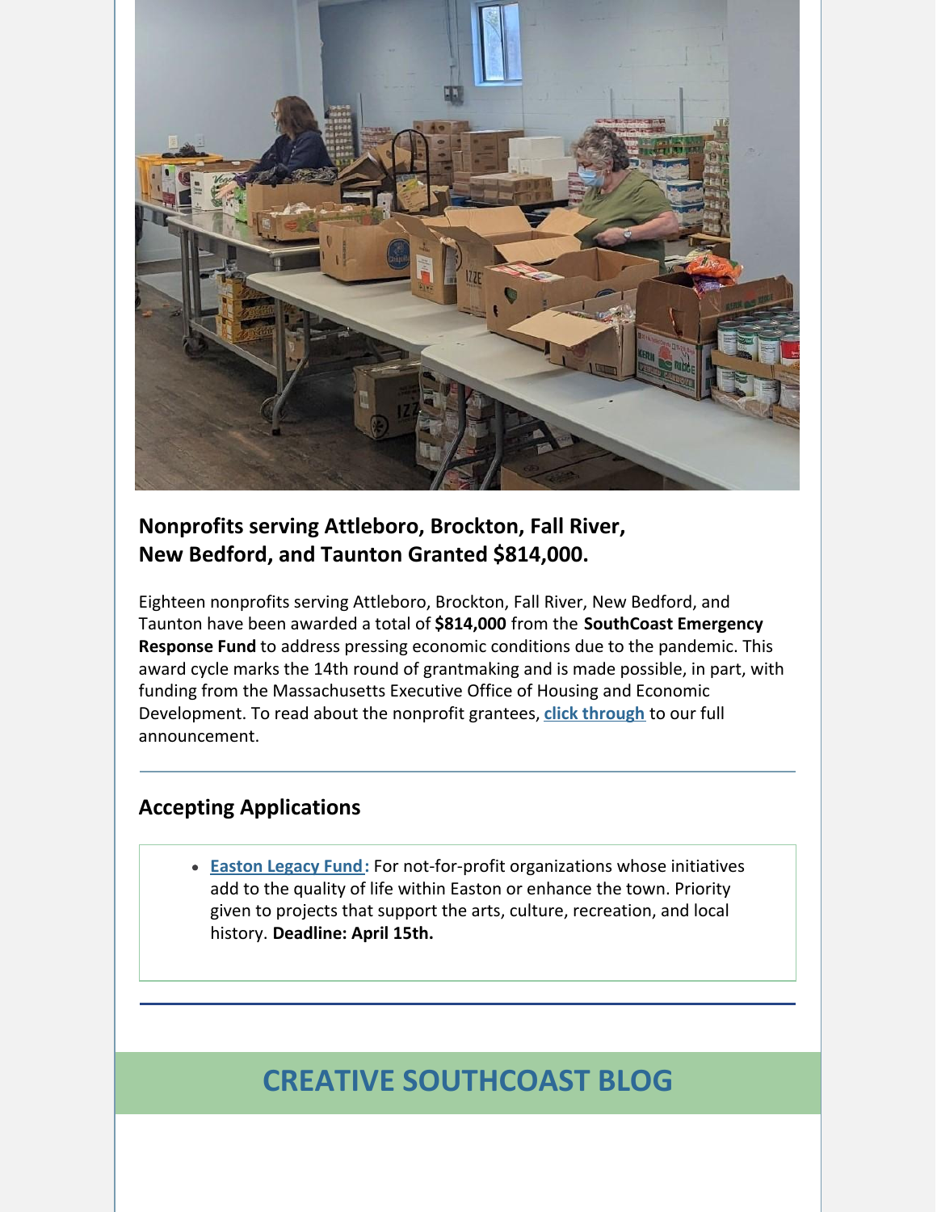**Nonprofits serving Attleboro, Brockton, Fall River, New Bedford, and Taunton Granted $814,000.**

Eighteen nonprofits serving Attleboro, Brockton, Fall River, New Bedford, and Taunton have been awarded a total of **$814,000** from the **SouthCoast Emergency Response Fund** to address pressing economic conditions due to the pandemic. This award cycle marks the 14th round of grantmaking and is made possible, in part, with funding from the Massachusetts Executive Office of Housing and Economic Development. To read about the nonprofit grantees, **click through** to our full announcement.

---

## Accepting Applications

- **Easton Legacy Fund:** For not-for-profit organizations whose initiatives add to the quality of life within Easton or enhance the town. Priority given to projects that support the arts, culture, recreation, and local history. **Deadline: April 15th.**

---

## CREATIVE SOUTHCOAST BLOG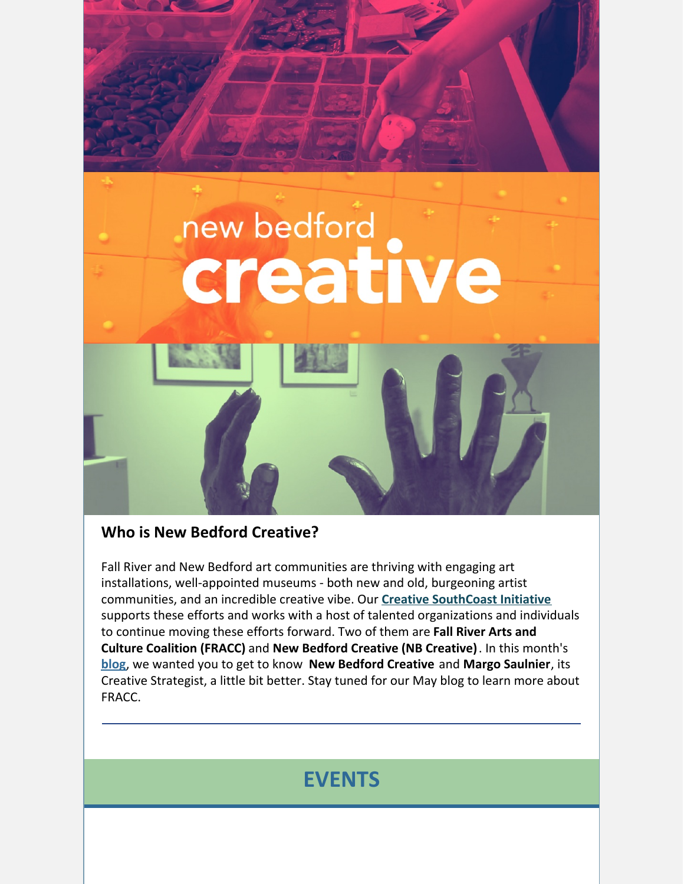new bedford creative

## Who is New Bedford Creative?

Fall River and New Bedford art communities are thriving with engaging art installations, well-appointed museums - both new and old, burgeoning artist communities, and an incredible creative vibe. Our **Creative SouthCoast Initiative** supports these efforts and works with a host of talented organizations and individuals to continue moving these efforts forward. Two of them are **Fall River Arts and Culture Coalition (FRACC)** and **New Bedford Creative (NB Creative)**. In this month's **blog**, we wanted you to get to know **New Bedford Creative** and **Margo Saulnier**, its Creative Strategist, a little bit better. Stay tuned for our May blog to learn more about FRACC.

---

## EVENTS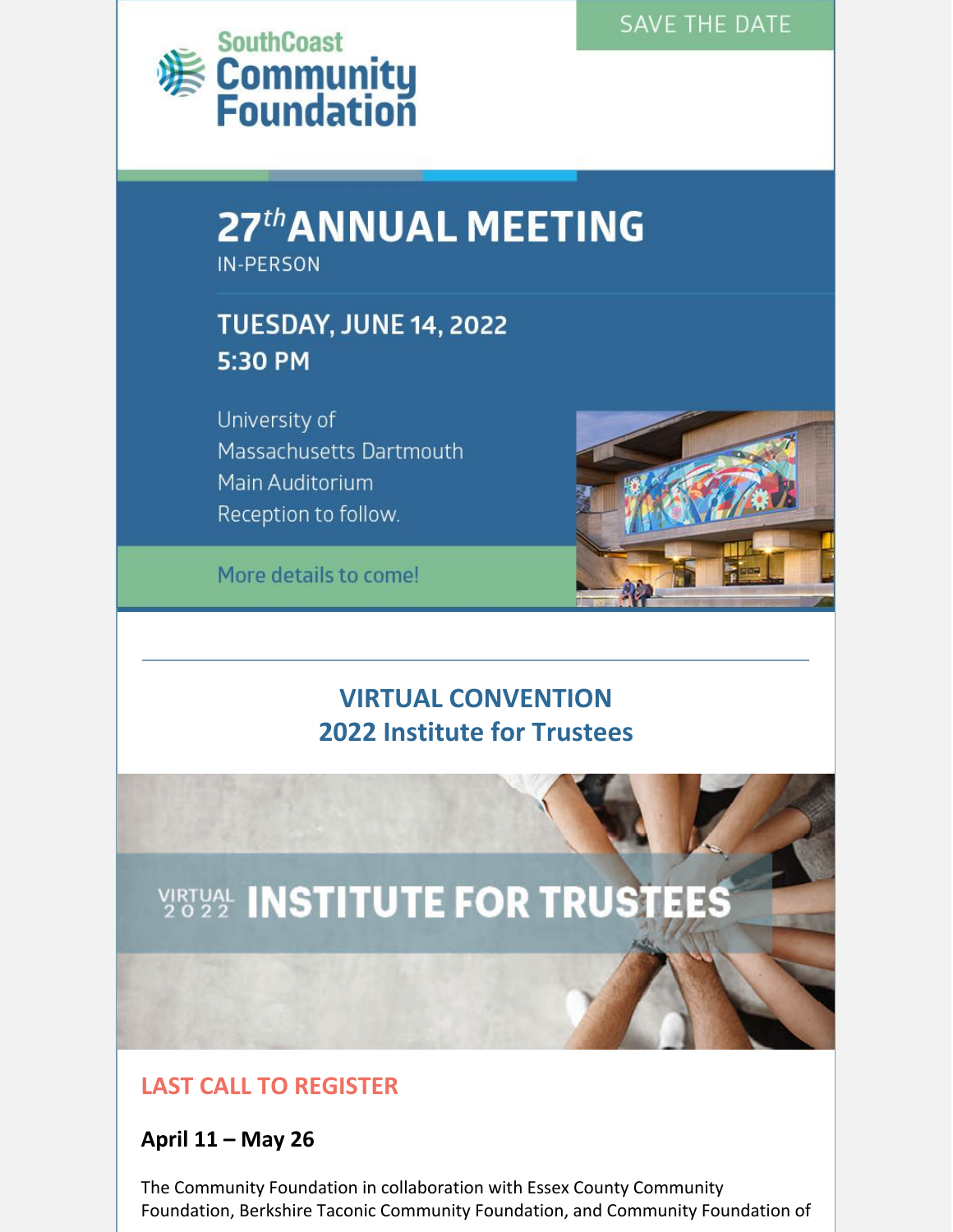SouthCoast Community Foundation

SAVE THE DATE

# 27th ANNUAL MEETING

IN-PERSON

## TUESDAY, JUNE 14, 2022
## 5:30 PM

University of
Massachusetts Dartmouth
Main Auditorium
Reception to follow.

More details to come!

---

## VIRTUAL CONVENTION
## 2022 Institute for Trustees

VIRTUAL 2022 INSTITUTE FOR TRUSTEES

### LAST CALL TO REGISTER

**April 11 – May 26**

The Community Foundation in collaboration with Essex County Community Foundation, Berkshire Taconic Community Foundation, and Community Foundation of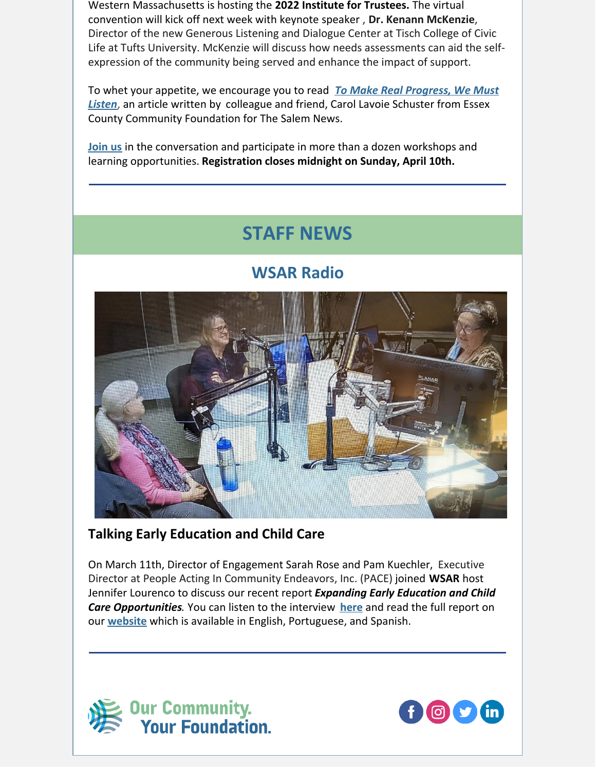Western Massachusetts is hosting the **2022 Institute for Trustees.** The virtual convention will kick off next week with keynote speaker , **Dr. Kenann McKenzie**, Director of the new Generous Listening and Dialogue Center at Tisch College of Civic Life at Tufts University. McKenzie will discuss how needs assessments can aid the self-expression of the community being served and enhance the impact of support.

To whet your appetite, we encourage you to read ***To Make Real Progress, We Must Listen***, an article written by colleague and friend, Carol Lavoie Schuster from Essex County Community Foundation for The Salem News.

**Join us** in the conversation and participate in more than a dozen workshops and learning opportunities. **Registration closes midnight on Sunday, April 10th.**

# STAFF NEWS

## WSAR Radio

### Talking Early Education and Child Care

On March 11th, Director of Engagement Sarah Rose and Pam Kuechler, Executive Director at People Acting In Community Endeavors, Inc. (PACE) joined **WSAR** host Jennifer Lourenco to discuss our recent report ***Expanding Early Education and Child Care Opportunities.*** You can listen to the interview **here** and read the full report on our **website** which is available in English, Portuguese, and Spanish.

Our Community. Your Foundation.